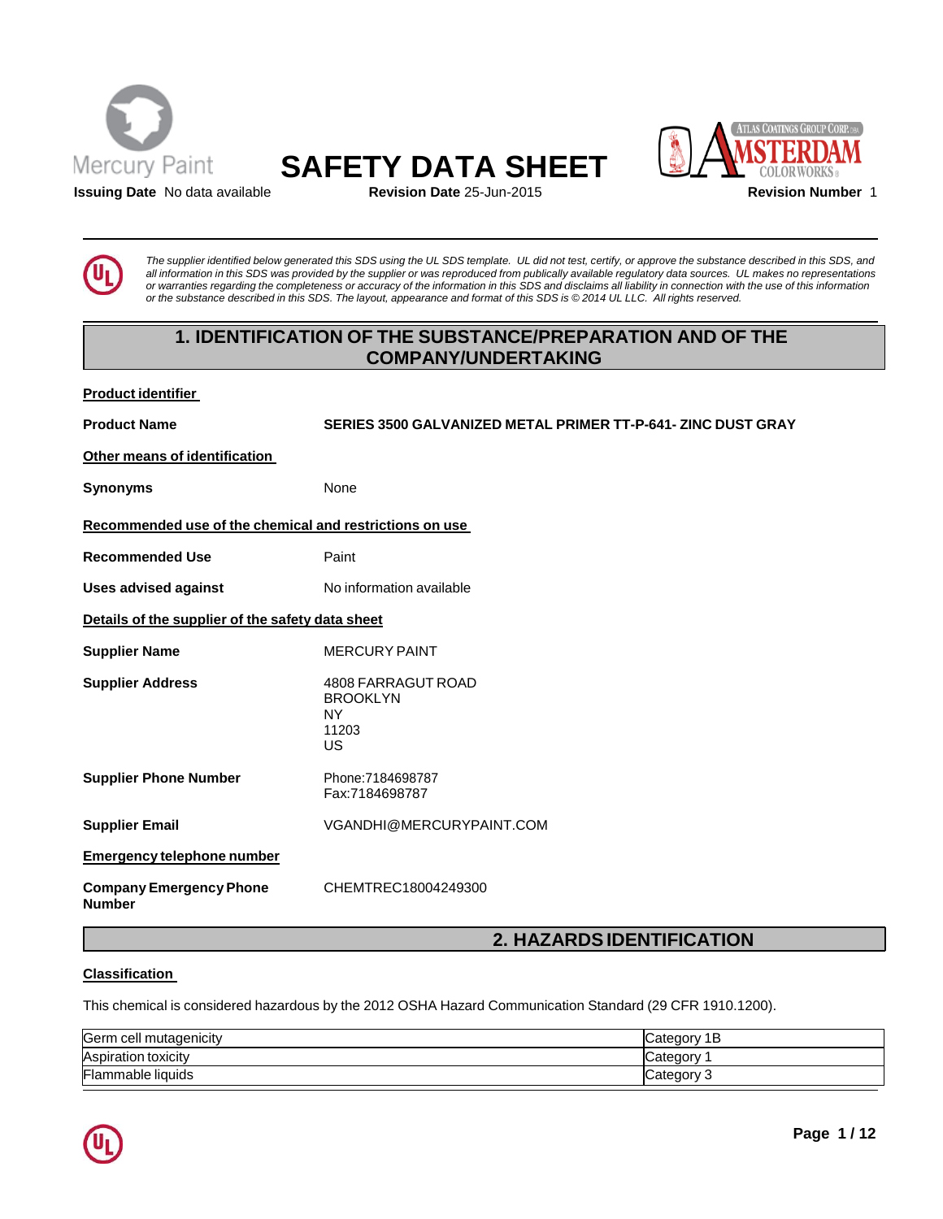Mercury Paint

# SAFETY DATA SHEET

**Issuing Date** No data available **Revision Date** 25-Jun-2015 **Revision Number** 1

ATLAS COATINGS GROUP CORP. DBA AMSTERDAM COLORWORKS

*The supplier identified below generated this SDS using the UL SDS template. UL did not test, certify, or approve the substance described in this SDS, and all information in this SDS was provided by the supplier or was reproduced from publically available regulatory data sources. UL makes no representations or warranties regarding the completeness or accuracy of the information in this SDS and disclaims all liability in connection with the use of this information or the substance described in this SDS. The layout, appearance and format of this SDS is © 2014 UL LLC. All rights reserved.*

## 1. IDENTIFICATION OF THE SUBSTANCE/PREPARATION AND OF THE COMPANY/UNDERTAKING

**Product identifier**

**Product Name** SERIES 3500 GALVANIZED METAL PRIMER TT-P-641- ZINC DUST GRAY

**Other means of identification**

**Synonyms** None

**Recommended use of the chemical and restrictions on use**

**Recommended Use** Paint

**Uses advised against** No information available

**Details of the supplier of the safety data sheet**

**Supplier Name** MERCURY PAINT

**Supplier Address** 4808 FARRAGUT ROAD
BROOKLYN
NY
11203
US

**Supplier Phone Number** Phone:7184698787
Fax:7184698787

**Supplier Email** VGANDHI@MERCURYPAINT.COM

**Emergency telephone number**

**Company Emergency Phone Number** CHEMTREC18004249300

## 2. HAZARDS IDENTIFICATION

**Classification**

This chemical is considered hazardous by the 2012 OSHA Hazard Communication Standard (29 CFR 1910.1200).

| | |
|---|---|
| Germ cell mutagenicity | Category 1B |
| Aspiration toxicity | Category 1 |
| Flammable liquids | Category 3 |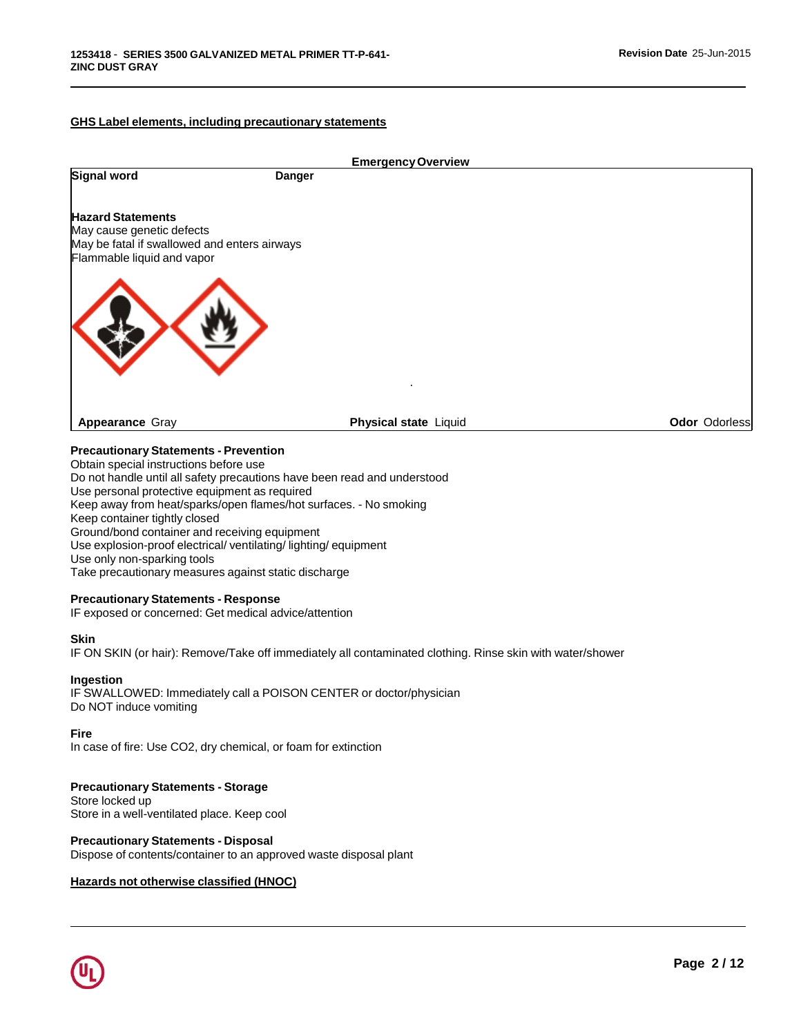## GHS Label elements, including precautionary statements

**Emergency Overview**

**Signal word** Danger

**Hazard Statements**
May cause genetic defects
May be fatal if swallowed and enters airways
Flammable liquid and vapor

**Appearance** Gray **Physical state** Liquid **Odor** Odorless

**Precautionary Statements - Prevention**
Obtain special instructions before use
Do not handle until all safety precautions have been read and understood
Use personal protective equipment as required
Keep away from heat/sparks/open flames/hot surfaces. - No smoking
Keep container tightly closed
Ground/bond container and receiving equipment
Use explosion-proof electrical/ ventilating/ lighting/ equipment
Use only non-sparking tools
Take precautionary measures against static discharge

**Precautionary Statements - Response**
IF exposed or concerned: Get medical advice/attention

**Skin**
IF ON SKIN (or hair): Remove/Take off immediately all contaminated clothing. Rinse skin with water/shower

**Ingestion**
IF SWALLOWED: Immediately call a POISON CENTER or doctor/physician
Do NOT induce vomiting

**Fire**
In case of fire: Use $CO_2$, dry chemical, or foam for extinction

**Precautionary Statements - Storage**
Store locked up
Store in a well-ventilated place. Keep cool

**Precautionary Statements - Disposal**
Dispose of contents/container to an approved waste disposal plant

## Hazards not otherwise classified (HNOC)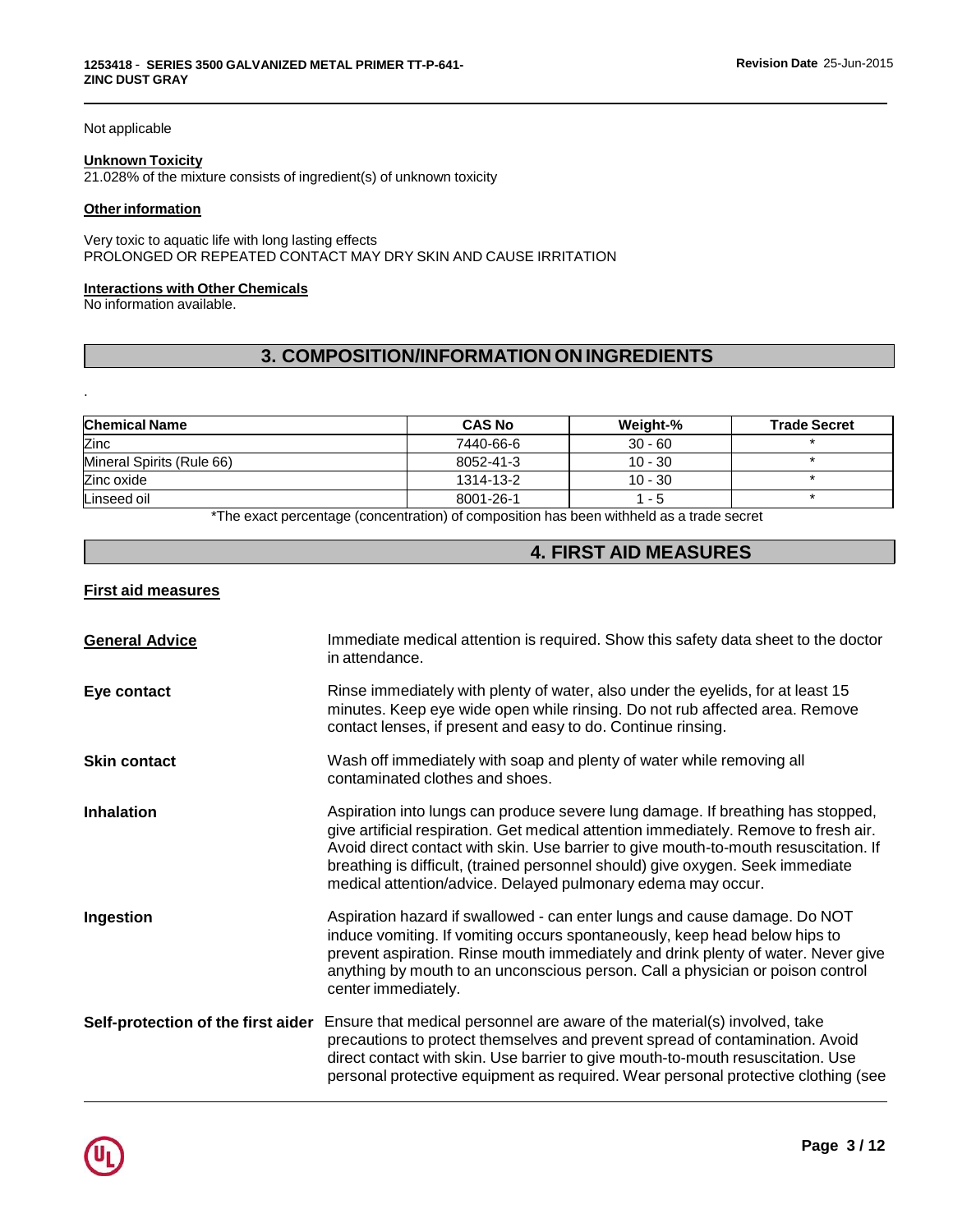Not applicable

**Unknown Toxicity**
21.028% of the mixture consists of ingredient(s) of unknown toxicity

**Other information**

Very toxic to aquatic life with long lasting effects
PROLONGED OR REPEATED CONTACT MAY DRY SKIN AND CAUSE IRRITATION

**Interactions with Other Chemicals**
No information available.

## 3. COMPOSITION/INFORMATION ON INGREDIENTS

.

| Chemical Name | CAS No | Weight-% | Trade Secret |
|---|---|---|---|
| Zinc | 7440-66-6 | 30 - 60 | * |
| Mineral Spirits (Rule 66) | 8052-41-3 | 10 - 30 | * |
| Zinc oxide | 1314-13-2 | 10 - 30 | * |
| Linseed oil | 8001-26-1 | 1 - 5 | * |

*The exact percentage (concentration) of composition has been withheld as a trade secret

## 4. FIRST AID MEASURES

**First aid measures**

**General Advice** Immediate medical attention is required. Show this safety data sheet to the doctor in attendance.

**Eye contact** Rinse immediately with plenty of water, also under the eyelids, for at least 15 minutes. Keep eye wide open while rinsing. Do not rub affected area. Remove contact lenses, if present and easy to do. Continue rinsing.

**Skin contact** Wash off immediately with soap and plenty of water while removing all contaminated clothes and shoes.

**Inhalation** Aspiration into lungs can produce severe lung damage. If breathing has stopped, give artificial respiration. Get medical attention immediately. Remove to fresh air. Avoid direct contact with skin. Use barrier to give mouth-to-mouth resuscitation. If breathing is difficult, (trained personnel should) give oxygen. Seek immediate medical attention/advice. Delayed pulmonary edema may occur.

**Ingestion** Aspiration hazard if swallowed - can enter lungs and cause damage. Do NOT induce vomiting. If vomiting occurs spontaneously, keep head below hips to prevent aspiration. Rinse mouth immediately and drink plenty of water. Never give anything by mouth to an unconscious person. Call a physician or poison control center immediately.

**Self-protection of the first aider** Ensure that medical personnel are aware of the material(s) involved, take precautions to protect themselves and prevent spread of contamination. Avoid direct contact with skin. Use barrier to give mouth-to-mouth resuscitation. Use personal protective equipment as required. Wear personal protective clothing (see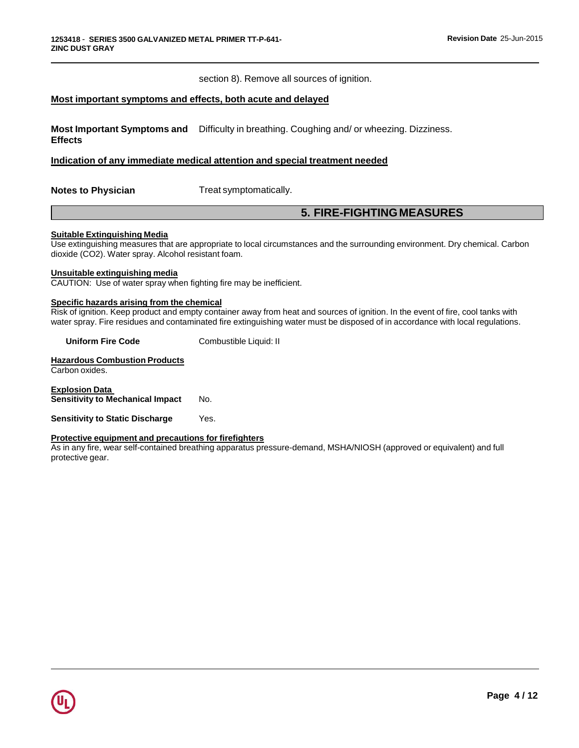section 8). Remove all sources of ignition.

**Most important symptoms and effects, both acute and delayed**

**Most Important Symptoms and Effects** Difficulty in breathing. Coughing and/ or wheezing. Dizziness.

**Indication of any immediate medical attention and special treatment needed**

**Notes to Physician** Treat symptomatically.

## 5. FIRE-FIGHTING MEASURES

**Suitable Extinguishing Media**

Use extinguishing measures that are appropriate to local circumstances and the surrounding environment. Dry chemical. Carbon dioxide ($CO_2$). Water spray. Alcohol resistant foam.

**Unsuitable extinguishing media**

CAUTION: Use of water spray when fighting fire may be inefficient.

**Specific hazards arising from the chemical**

Risk of ignition. Keep product and empty container away from heat and sources of ignition. In the event of fire, cool tanks with water spray. Fire residues and contaminated fire extinguishing water must be disposed of in accordance with local regulations.

**Uniform Fire Code** Combustible Liquid: II

**Hazardous Combustion Products**

Carbon oxides.

**Explosion Data**

**Sensitivity to Mechanical Impact** No.

**Sensitivity to Static Discharge** Yes.

**Protective equipment and precautions for firefighters**

As in any fire, wear self-contained breathing apparatus pressure-demand, MSHA/NIOSH (approved or equivalent) and full protective gear.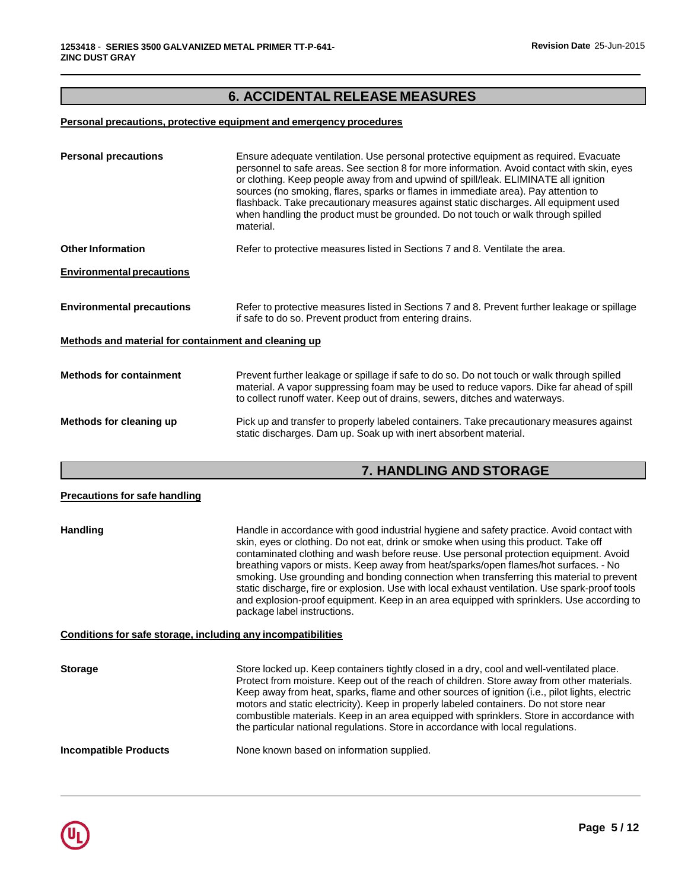## 6. ACCIDENTAL RELEASE MEASURES

### Personal precautions, protective equipment and emergency procedures

**Personal precautions** — Ensure adequate ventilation. Use personal protective equipment as required. Evacuate personnel to safe areas. See section 8 for more information. Avoid contact with skin, eyes or clothing. Keep people away from and upwind of spill/leak. ELIMINATE all ignition sources (no smoking, flares, sparks or flames in immediate area). Pay attention to flashback. Take precautionary measures against static discharges. All equipment used when handling the product must be grounded. Do not touch or walk through spilled material.

**Other Information** — Refer to protective measures listed in Sections 7 and 8. Ventilate the area.

### Environmental precautions

**Environmental precautions** — Refer to protective measures listed in Sections 7 and 8. Prevent further leakage or spillage if safe to do so. Prevent product from entering drains.

### Methods and material for containment and cleaning up

**Methods for containment** — Prevent further leakage or spillage if safe to do so. Do not touch or walk through spilled material. A vapor suppressing foam may be used to reduce vapors. Dike far ahead of spill to collect runoff water. Keep out of drains, sewers, ditches and waterways.

**Methods for cleaning up** — Pick up and transfer to properly labeled containers. Take precautionary measures against static discharges. Dam up. Soak up with inert absorbent material.

## 7. HANDLING AND STORAGE

### Precautions for safe handling

**Handling** — Handle in accordance with good industrial hygiene and safety practice. Avoid contact with skin, eyes or clothing. Do not eat, drink or smoke when using this product. Take off contaminated clothing and wash before reuse. Use personal protection equipment. Avoid breathing vapors or mists. Keep away from heat/sparks/open flames/hot surfaces. - No smoking. Use grounding and bonding connection when transferring this material to prevent static discharge, fire or explosion. Use with local exhaust ventilation. Use spark-proof tools and explosion-proof equipment. Keep in an area equipped with sprinklers. Use according to package label instructions.

### Conditions for safe storage, including any incompatibilities

**Storage** — Store locked up. Keep containers tightly closed in a dry, cool and well-ventilated place. Protect from moisture. Keep out of the reach of children. Store away from other materials. Keep away from heat, sparks, flame and other sources of ignition (i.e., pilot lights, electric motors and static electricity). Keep in properly labeled containers. Do not store near combustible materials. Keep in an area equipped with sprinklers. Store in accordance with the particular national regulations. Store in accordance with local regulations.

**Incompatible Products** — None known based on information supplied.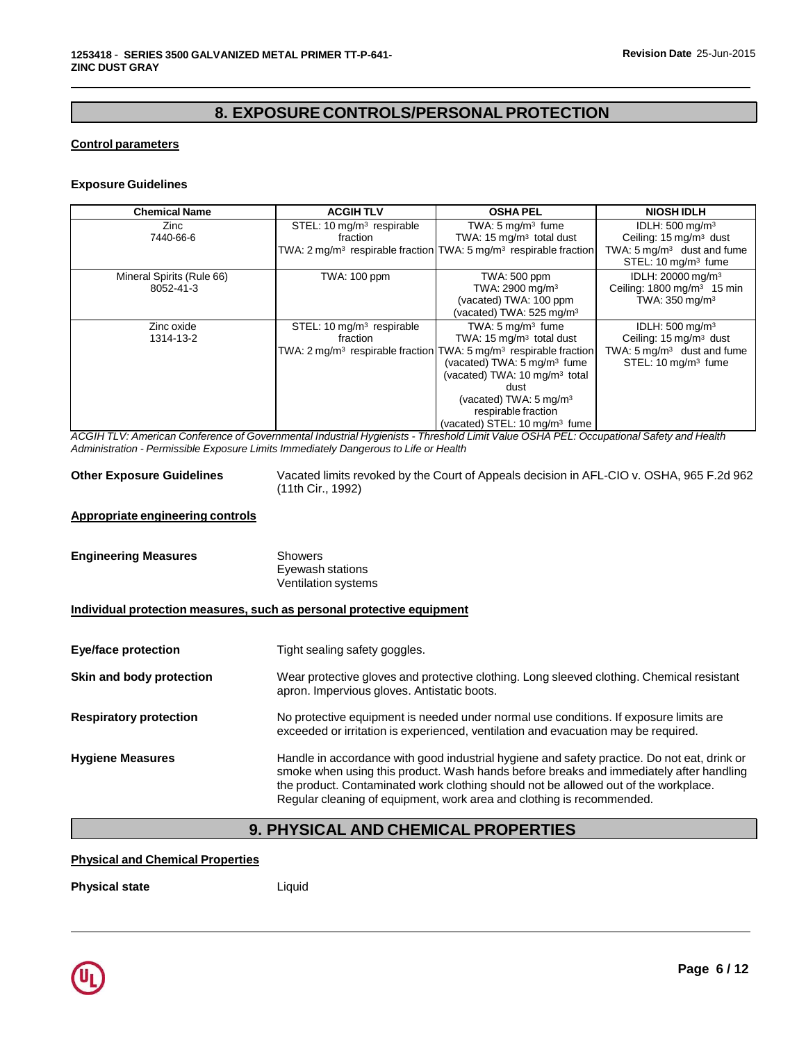## 8. EXPOSURE CONTROLS/PERSONAL PROTECTION

**Control parameters**

**Exposure Guidelines**

| Chemical Name | ACGIH TLV | OSHA PEL | NIOSH IDLH |
|---|---|---|---|
| Zinc<br>7440-66-6 | STEL: 10 mg/m³ respirable fraction<br>TWA: 2 mg/m³ respirable fraction | TWA: 5 mg/m³ fume<br>TWA: 15 mg/m³ total dust<br>TWA: 5 mg/m³ respirable fraction | IDLH: 500 mg/m³<br>Ceiling: 15 mg/m³ dust<br>TWA: 5 mg/m³ dust and fume<br>STEL: 10 mg/m³ fume |
| Mineral Spirits (Rule 66)<br>8052-41-3 | TWA: 100 ppm | TWA: 500 ppm<br>TWA: 2900 mg/m³<br>(vacated) TWA: 100 ppm<br>(vacated) TWA: 525 mg/m³ | IDLH: 20000 mg/m³<br>Ceiling: 1800 mg/m³ 15 min<br>TWA: 350 mg/m³ |
| Zinc oxide<br>1314-13-2 | STEL: 10 mg/m³ respirable fraction<br>TWA: 2 mg/m³ respirable fraction | TWA: 5 mg/m³ fume<br>TWA: 15 mg/m³ total dust<br>TWA: 5 mg/m³ respirable fraction<br>(vacated) TWA: 5 mg/m³ fume<br>(vacated) TWA: 10 mg/m³ total dust<br>(vacated) TWA: 5 mg/m³ respirable fraction<br>(vacated) STEL: 10 mg/m³ fume | IDLH: 500 mg/m³<br>Ceiling: 15 mg/m³ dust<br>TWA: 5 mg/m³ dust and fume<br>STEL: 10 mg/m³ fume |

*ACGIH TLV: American Conference of Governmental Industrial Hygienists - Threshold Limit Value OSHA PEL: Occupational Safety and Health Administration - Permissible Exposure Limits Immediately Dangerous to Life or Health*

**Other Exposure Guidelines** Vacated limits revoked by the Court of Appeals decision in AFL-CIO v. OSHA, 965 F.2d 962 (11th Cir., 1992)

**Appropriate engineering controls**

**Engineering Measures** Showers
Eyewash stations
Ventilation systems

**Individual protection measures, such as personal protective equipment**

**Eye/face protection** Tight sealing safety goggles.

**Skin and body protection** Wear protective gloves and protective clothing. Long sleeved clothing. Chemical resistant apron. Impervious gloves. Antistatic boots.

**Respiratory protection** No protective equipment is needed under normal use conditions. If exposure limits are exceeded or irritation is experienced, ventilation and evacuation may be required.

**Hygiene Measures** Handle in accordance with good industrial hygiene and safety practice. Do not eat, drink or smoke when using this product. Wash hands before breaks and immediately after handling the product. Contaminated work clothing should not be allowed out of the workplace. Regular cleaning of equipment, work area and clothing is recommended.

## 9. PHYSICAL AND CHEMICAL PROPERTIES

**Physical and Chemical Properties**

**Physical state** Liquid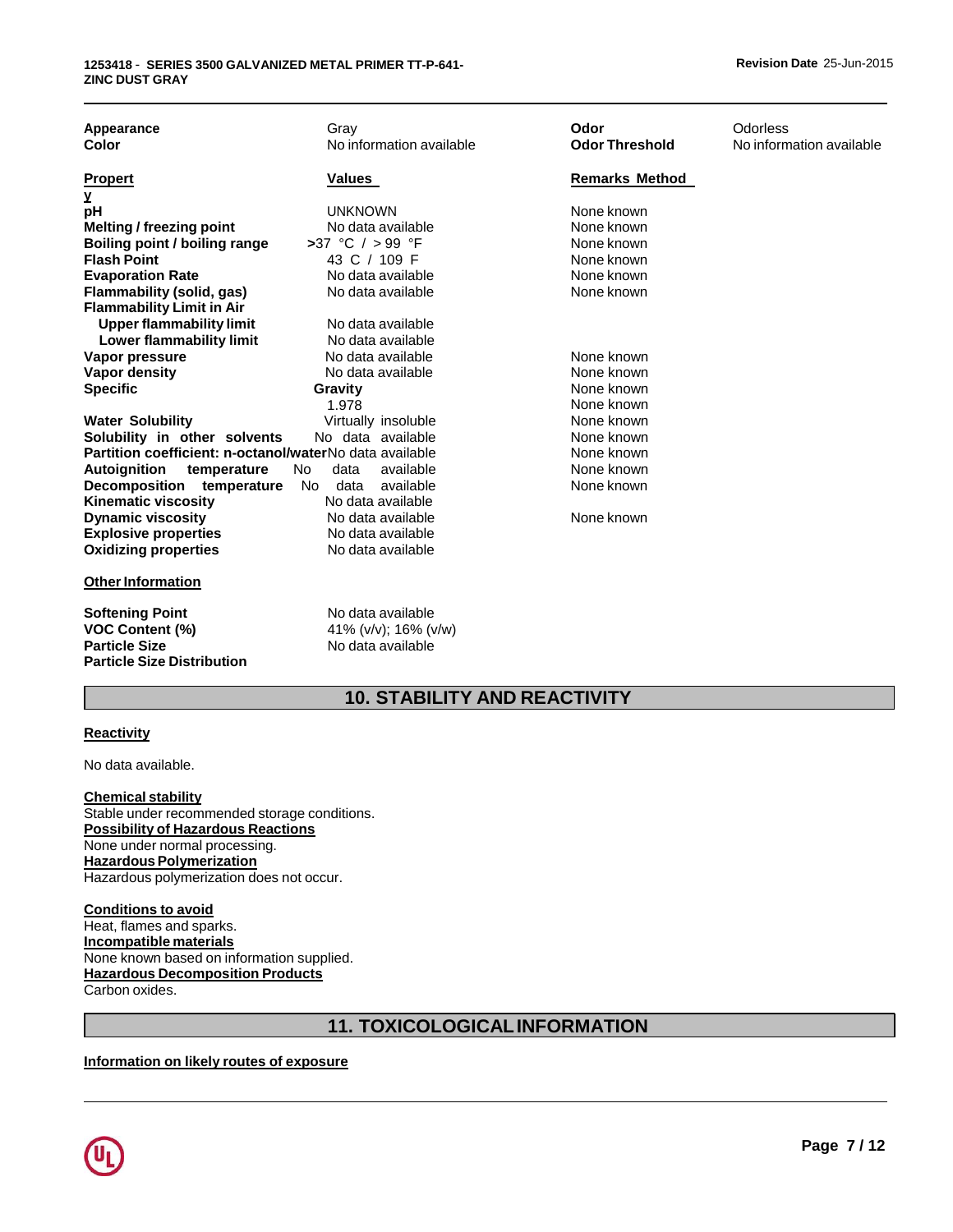| Appearance | Gray | Odor | Odorless |
|---|---|---|---|
| Color | No information available | Odor Threshold | No information available |

| Property | Values | Remarks Method |
|---|---|---|
| pH | UNKNOWN | None known |
| Melting / freezing point | No data available | None known |
| Boiling point / boiling range | >37 °C / > 99 °F | None known |
| Flash Point | 43 C / 109 F | None known |
| Evaporation Rate | No data available | None known |
| Flammability (solid, gas) | No data available | None known |
| Flammability Limit in Air | | |
| Upper flammability limit | No data available | |
| Lower flammability limit | No data available | |
| Vapor pressure | No data available | None known |
| Vapor density | No data available | None known |
| Specific Gravity | 1.978 | None known |
| | | None known |
| Water Solubility | Virtually insoluble | None known |
| Solubility in other solvents | No data available | None known |
| Partition coefficient: n-octanol/water | No data available | None known |
| Autoignition temperature | No data available | None known |
| Decomposition temperature | No data available | None known |
| Kinematic viscosity | No data available | |
| Dynamic viscosity | No data available | None known |
| Explosive properties | No data available | |
| Oxidizing properties | No data available | |

**Other Information**

| | |
|---|---|
| Softening Point | No data available |
| VOC Content (%) | 41% (v/v); 16% (v/w) |
| Particle Size | No data available |
| Particle Size Distribution | |

## 10. STABILITY AND REACTIVITY

**Reactivity**

No data available.

**Chemical stability**
Stable under recommended storage conditions.
**Possibility of Hazardous Reactions**
None under normal processing.
**Hazardous Polymerization**
Hazardous polymerization does not occur.

**Conditions to avoid**
Heat, flames and sparks.
**Incompatible materials**
None known based on information supplied.
**Hazardous Decomposition Products**
Carbon oxides.

## 11. TOXICOLOGICAL INFORMATION

**Information on likely routes of exposure**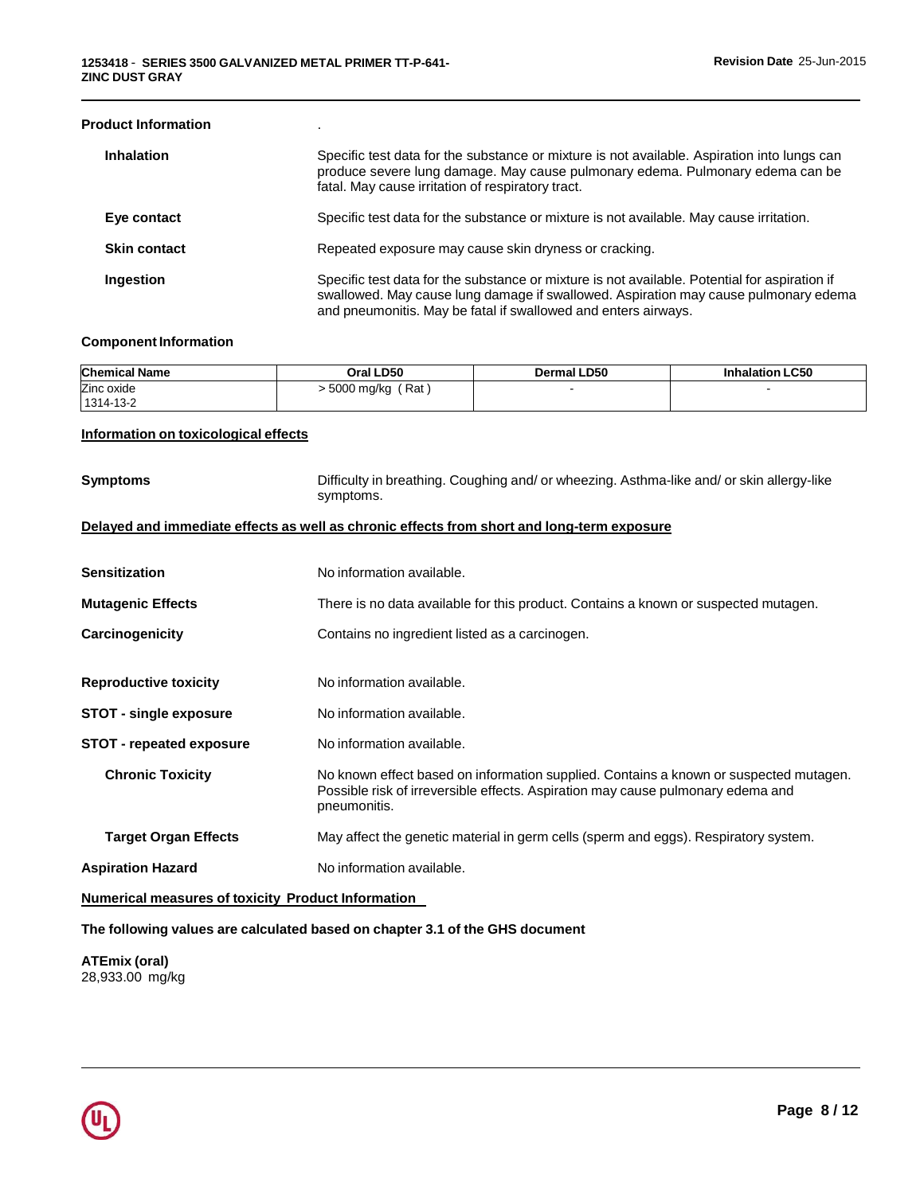**Product Information** .

**Inhalation** Specific test data for the substance or mixture is not available. Aspiration into lungs can produce severe lung damage. May cause pulmonary edema. Pulmonary edema can be fatal. May cause irritation of respiratory tract.

**Eye contact** Specific test data for the substance or mixture is not available. May cause irritation.

**Skin contact** Repeated exposure may cause skin dryness or cracking.

**Ingestion** Specific test data for the substance or mixture is not available. Potential for aspiration if swallowed. May cause lung damage if swallowed. Aspiration may cause pulmonary edema and pneumonitis. May be fatal if swallowed and enters airways.

**Component Information**

| Chemical Name | Oral LD50 | Dermal LD50 | Inhalation LC50 |
|---|---|---|---|
| Zinc oxide<br>1314-13-2 | > 5000 mg/kg ( Rat ) | - | - |

## Information on toxicological effects

**Symptoms** Difficulty in breathing. Coughing and/ or wheezing. Asthma-like and/ or skin allergy-like symptoms.

## Delayed and immediate effects as well as chronic effects from short and long-term exposure

**Sensitization** No information available.

**Mutagenic Effects** There is no data available for this product. Contains a known or suspected mutagen.

**Carcinogenicity** Contains no ingredient listed as a carcinogen.

**Reproductive toxicity** No information available.

**STOT - single exposure** No information available.

**STOT - repeated exposure** No information available.

**Chronic Toxicity** No known effect based on information supplied. Contains a known or suspected mutagen. Possible risk of irreversible effects. Aspiration may cause pulmonary edema and pneumonitis.

**Target Organ Effects** May affect the genetic material in germ cells (sperm and eggs). Respiratory system.

**Aspiration Hazard** No information available.

## Numerical measures of toxicity Product Information

**The following values are calculated based on chapter 3.1 of the GHS document**

**ATEmix (oral)**
28,933.00 mg/kg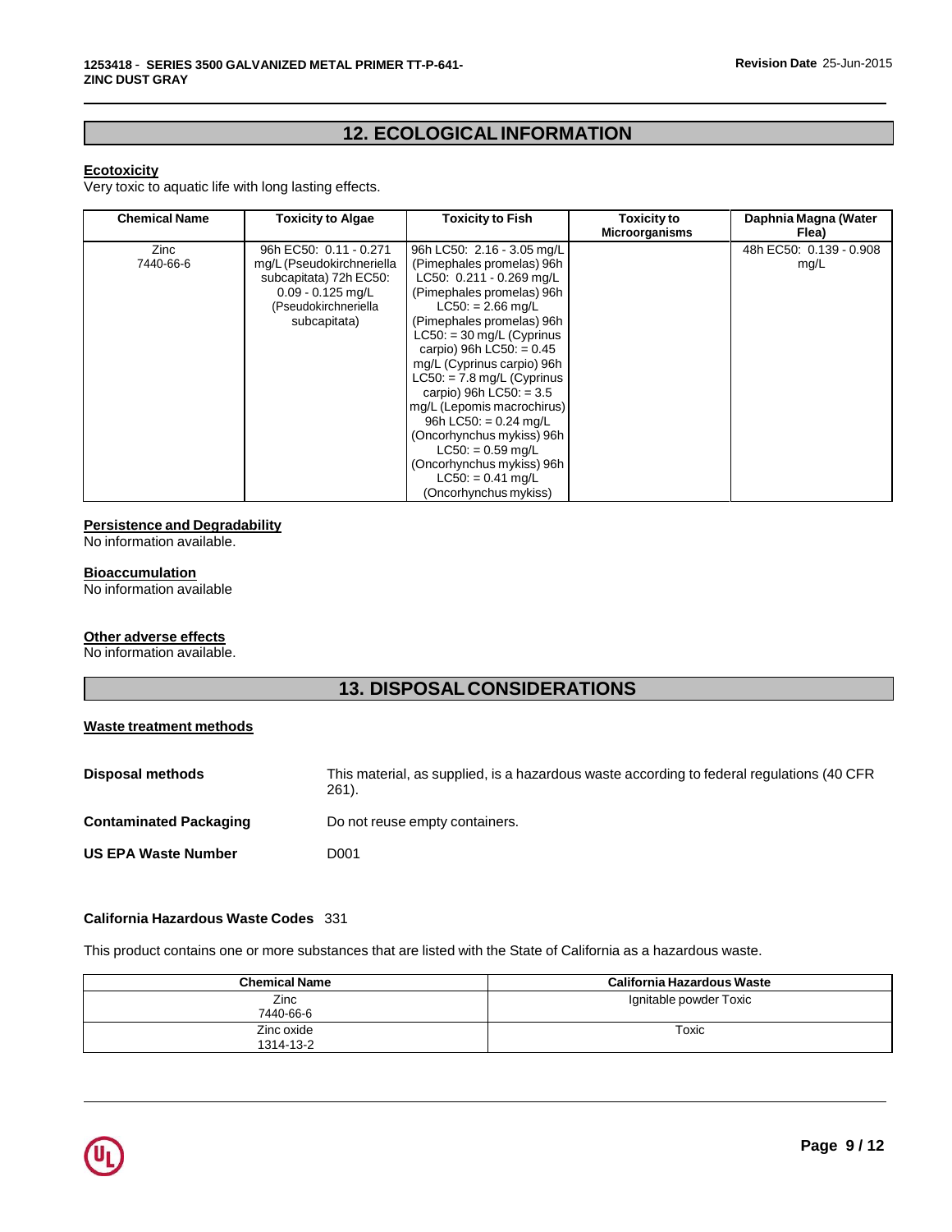## 12. ECOLOGICAL INFORMATION

**Ecotoxicity**

Very toxic to aquatic life with long lasting effects.

| Chemical Name | Toxicity to Algae | Toxicity to Fish | Toxicity to Microorganisms | Daphnia Magna (Water Flea) |
|---|---|---|---|---|
| Zinc 7440-66-6 | 96h EC50: 0.11 - 0.271 mg/L (Pseudokirchneriella subcapitata) 72h EC50: 0.09 - 0.125 mg/L (Pseudokirchneriella subcapitata) | 96h LC50: 2.16 - 3.05 mg/L (Pimephales promelas) 96h LC50: 0.211 - 0.269 mg/L (Pimephales promelas) 96h LC50: = 2.66 mg/L (Pimephales promelas) 96h LC50: = 30 mg/L (Cyprinus carpio) 96h LC50: = 0.45 mg/L (Cyprinus carpio) 96h LC50: = 7.8 mg/L (Cyprinus carpio) 96h LC50: = 3.5 mg/L (Lepomis macrochirus) 96h LC50: = 0.24 mg/L (Oncorhynchus mykiss) 96h LC50: = 0.59 mg/L (Oncorhynchus mykiss) 96h LC50: = 0.41 mg/L (Oncorhynchus mykiss) | | 48h EC50: 0.139 - 0.908 mg/L |

**Persistence and Degradability**

No information available.

**Bioaccumulation**

No information available

**Other adverse effects**

No information available.

## 13. DISPOSAL CONSIDERATIONS

**Waste treatment methods**

**Disposal methods** This material, as supplied, is a hazardous waste according to federal regulations (40 CFR 261).

**Contaminated Packaging** Do not reuse empty containers.

**US EPA Waste Number** D001

**California Hazardous Waste Codes** 331

This product contains one or more substances that are listed with the State of California as a hazardous waste.

| Chemical Name | California Hazardous Waste |
|---|---|
| Zinc 7440-66-6 | Ignitable powder Toxic |
| Zinc oxide 1314-13-2 | Toxic |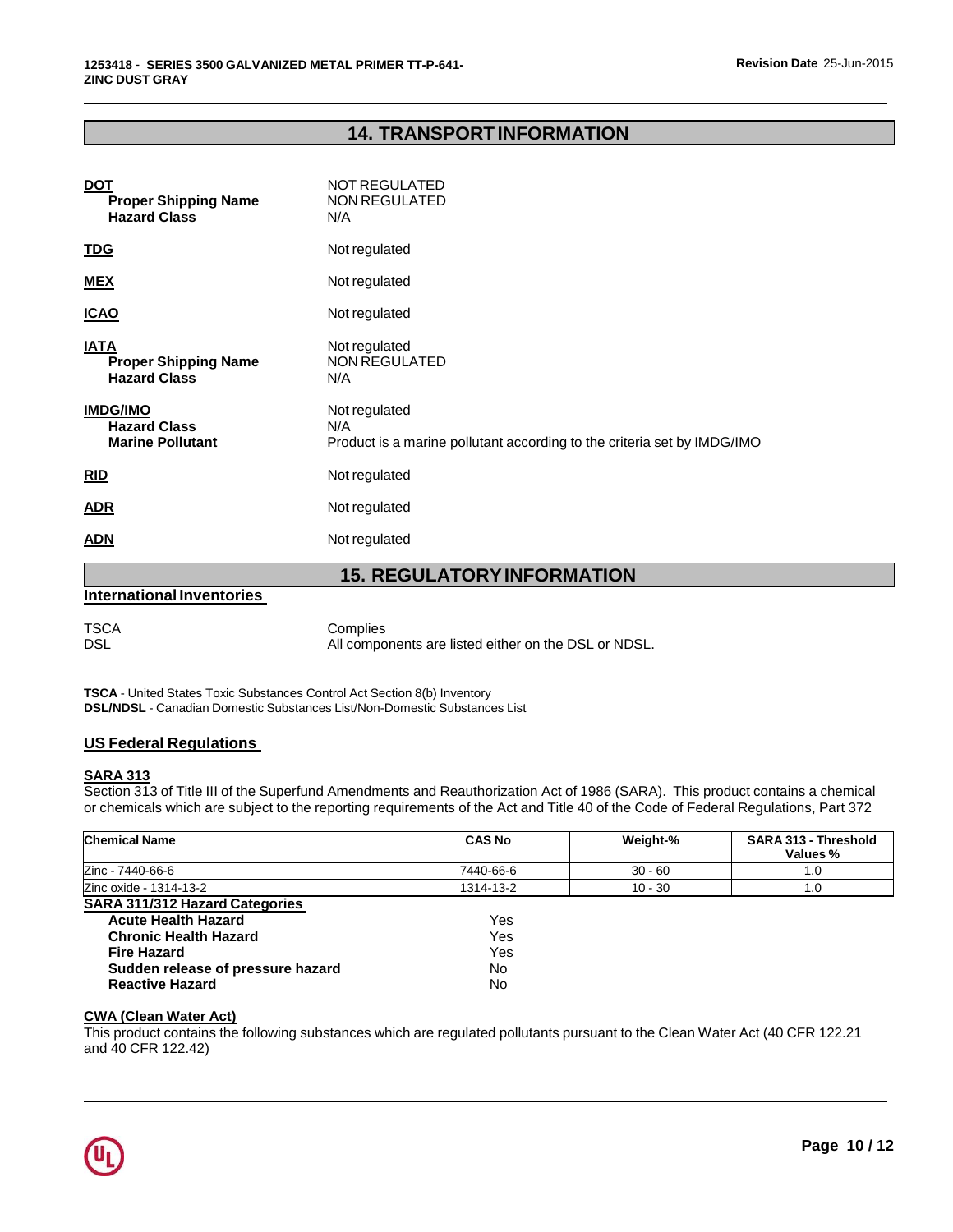## 14. TRANSPORT INFORMATION

**DOT** NOT REGULATED
**Proper Shipping Name** NON REGULATED
**Hazard Class** N/A

**TDG** Not regulated

**MEX** Not regulated

**ICAO** Not regulated

**IATA** Not regulated
**Proper Shipping Name** NON REGULATED
**Hazard Class** N/A

**IMDG/IMO** Not regulated
**Hazard Class** N/A
**Marine Pollutant** Product is a marine pollutant according to the criteria set by IMDG/IMO

**RID** Not regulated

**ADR** Not regulated

**ADN** Not regulated

## 15. REGULATORY INFORMATION

### International Inventories

TSCA Complies
DSL All components are listed either on the DSL or NDSL.

**TSCA** - United States Toxic Substances Control Act Section 8(b) Inventory
**DSL/NDSL** - Canadian Domestic Substances List/Non-Domestic Substances List

### US Federal Regulations

**SARA 313**
Section 313 of Title III of the Superfund Amendments and Reauthorization Act of 1986 (SARA). This product contains a chemical or chemicals which are subject to the reporting requirements of the Act and Title 40 of the Code of Federal Regulations, Part 372

| Chemical Name | CAS No | Weight-% | SARA 313 - Threshold Values % |
|---|---|---|---|
| Zinc - 7440-66-6 | 7440-66-6 | 30 - 60 | 1.0 |
| Zinc oxide - 1314-13-2 | 1314-13-2 | 10 - 30 | 1.0 |

**SARA 311/312 Hazard Categories**

| | |
|---|---|
| **Acute Health Hazard** | Yes |
| **Chronic Health Hazard** | Yes |
| **Fire Hazard** | Yes |
| **Sudden release of pressure hazard** | No |
| **Reactive Hazard** | No |

**CWA (Clean Water Act)**
This product contains the following substances which are regulated pollutants pursuant to the Clean Water Act (40 CFR 122.21 and 40 CFR 122.42)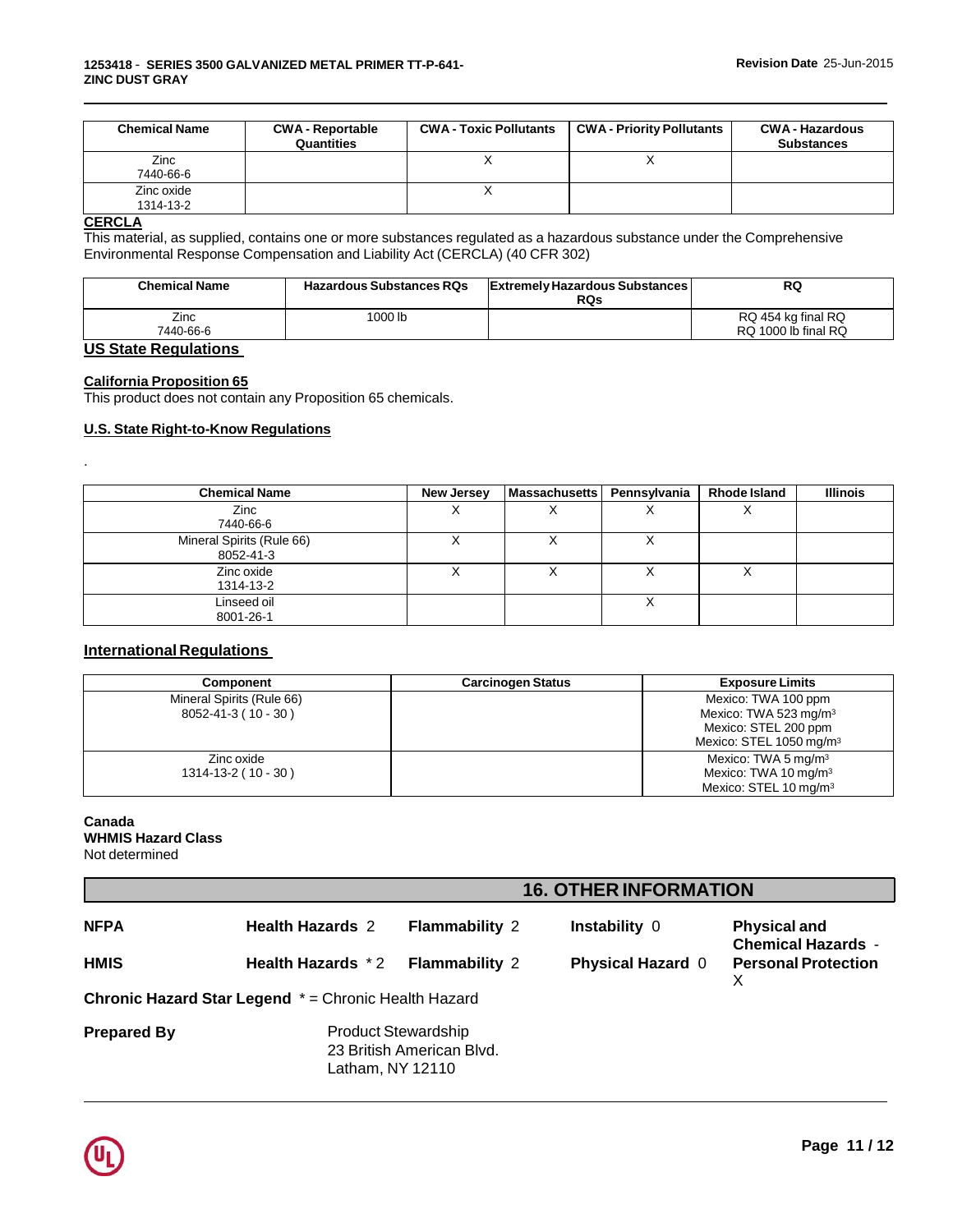| Chemical Name | CWA - Reportable Quantities | CWA - Toxic Pollutants | CWA - Priority Pollutants | CWA - Hazardous Substances |
|---|---|---|---|---|
| Zinc 7440-66-6 | | X | X | |
| Zinc oxide 1314-13-2 | | X | | |

**CERCLA**

This material, as supplied, contains one or more substances regulated as a hazardous substance under the Comprehensive Environmental Response Compensation and Liability Act (CERCLA) (40 CFR 302)

| Chemical Name | Hazardous Substances RQs | Extremely Hazardous Substances RQs | RQ |
|---|---|---|---|
| Zinc 7440-66-6 | 1000 lb | | RQ 454 kg final RQ RQ 1000 lb final RQ |

## US State Regulations

**California Proposition 65**

This product does not contain any Proposition 65 chemicals.

**U.S. State Right-to-Know Regulations**

.

| Chemical Name | New Jersey | Massachusetts | Pennsylvania | Rhode Island | Illinois |
|---|---|---|---|---|---|
| Zinc 7440-66-6 | X | X | X | X | |
| Mineral Spirits (Rule 66) 8052-41-3 | X | X | X | | |
| Zinc oxide 1314-13-2 | X | X | X | X | |
| Linseed oil 8001-26-1 | | | X | | |

## International Regulations

| Component | Carcinogen Status | Exposure Limits |
|---|---|---|
| Mineral Spirits (Rule 66) 8052-41-3 ( 10 - 30 ) | | Mexico: TWA 100 ppm Mexico: TWA 523 mg/m³ Mexico: STEL 200 ppm Mexico: STEL 1050 mg/m³ |
| Zinc oxide 1314-13-2 ( 10 - 30 ) | | Mexico: TWA 5 mg/m³ Mexico: TWA 10 mg/m³ Mexico: STEL 10 mg/m³ |

**Canada**
**WHMIS Hazard Class**
Not determined

## 16. OTHER INFORMATION

| | | | | |
|---|---|---|---|---|
| **NFPA** | **Health Hazards** 2 | **Flammability** 2 | **Instability** 0 | **Physical and Chemical Hazards** - |
| **HMIS** | **Health Hazards** *2 | **Flammability** 2 | **Physical Hazard** 0 | **Personal Protection** X |

**Chronic Hazard Star Legend** * = Chronic Health Hazard

**Prepared By** Product Stewardship
23 British American Blvd.
Latham, NY 12110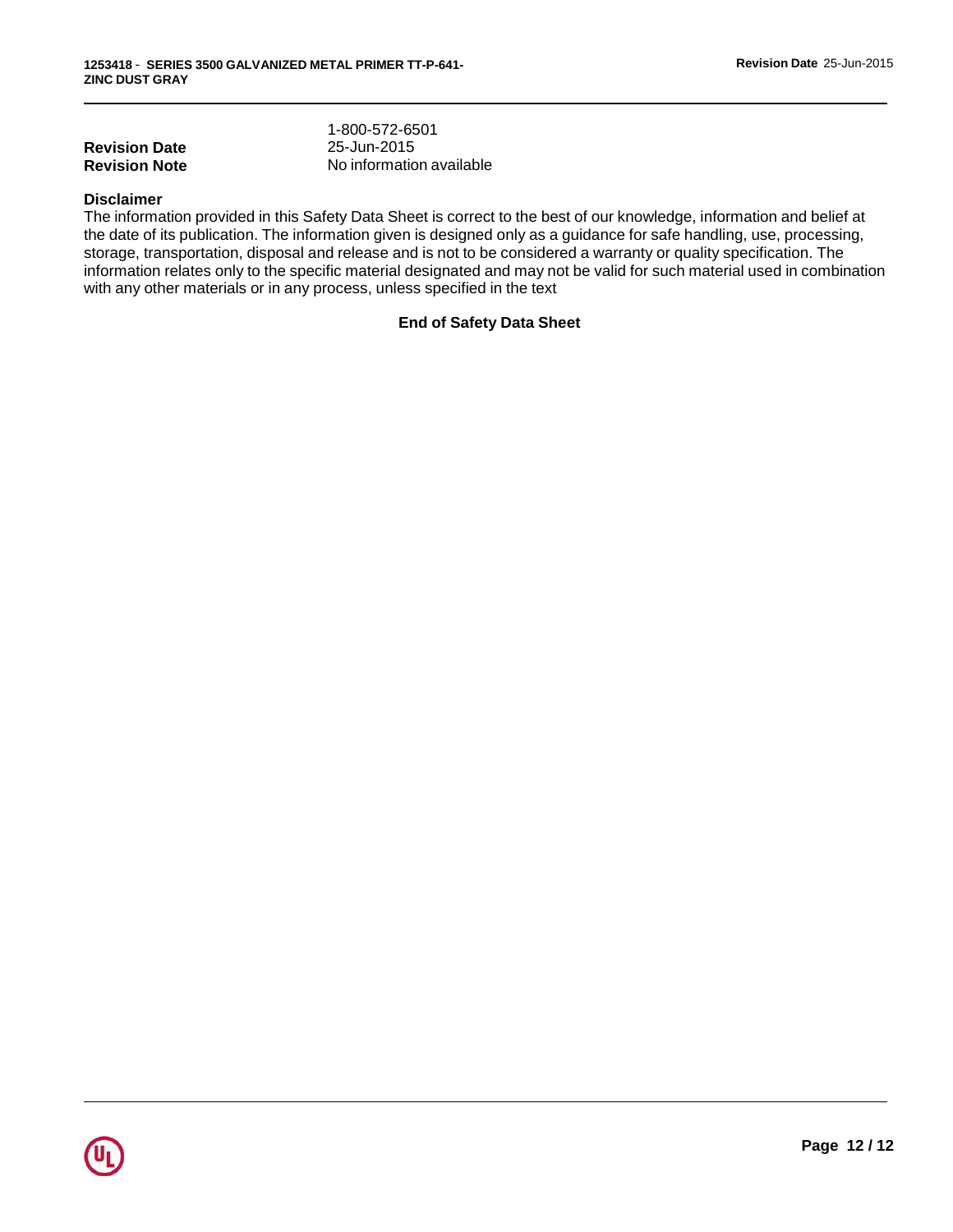| | |
|---|---|
| | 1-800-572-6501 |
| **Revision Date** | 25-Jun-2015 |
| **Revision Note** | No information available |

**Disclaimer**

The information provided in this Safety Data Sheet is correct to the best of our knowledge, information and belief at the date of its publication. The information given is designed only as a guidance for safe handling, use, processing, storage, transportation, disposal and release and is not to be considered a warranty or quality specification. The information relates only to the specific material designated and may not be valid for such material used in combination with any other materials or in any process, unless specified in the text

**End of Safety Data Sheet**